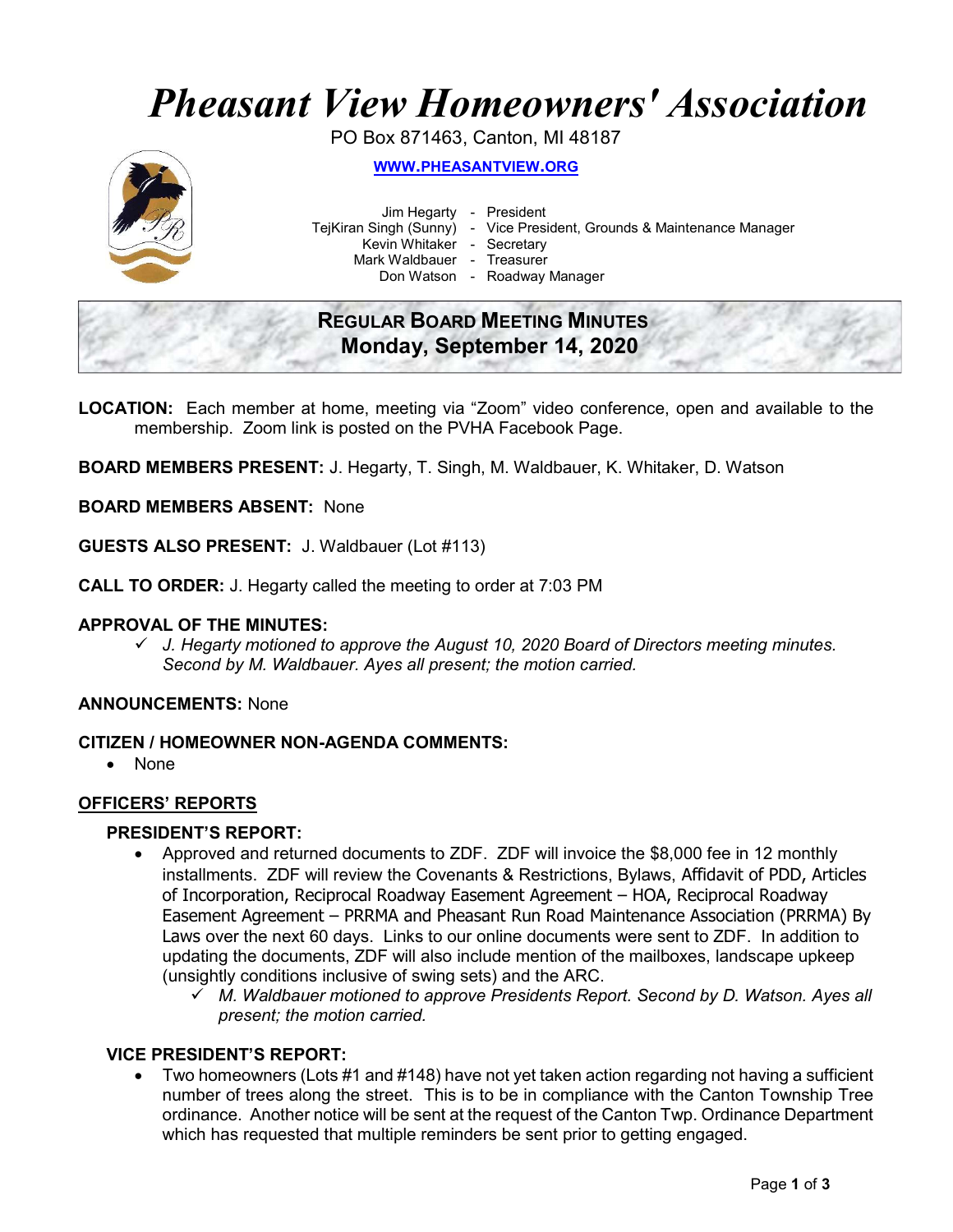# *Pheasant View Homeowners' Association*

PO Box 871463, Canton, MI 48187

**WWW.PHEASANTVIEW.ORG**

Jim Hegarty - President
TejKiran Singh (Sunny) - Vice President, Grounds & Maintenance Manager
Kevin Whitaker - Secretary
Mark Waldbauer - Treasurer
Don Watson - Roadway Manager

## REGULAR BOARD MEETING MINUTES
## Monday, September 14, 2020

**LOCATION:** Each member at home, meeting via "Zoom" video conference, open and available to the membership. Zoom link is posted on the PVHA Facebook Page.

**BOARD MEMBERS PRESENT:** J. Hegarty, T. Singh, M. Waldbauer, K. Whitaker, D. Watson

**BOARD MEMBERS ABSENT:** None

**GUESTS ALSO PRESENT:** J. Waldbauer (Lot #113)

**CALL TO ORDER:** J. Hegarty called the meeting to order at 7:03 PM

**APPROVAL OF THE MINUTES:**

- ✓ *J. Hegarty motioned to approve the August 10, 2020 Board of Directors meeting minutes. Second by M. Waldbauer. Ayes all present; the motion carried.*

**ANNOUNCEMENTS:** None

**CITIZEN / HOMEOWNER NON-AGENDA COMMENTS:**

- None

**OFFICERS' REPORTS**

**PRESIDENT'S REPORT:**

- Approved and returned documents to ZDF. ZDF will invoice the $8,000 fee in 12 monthly installments. ZDF will review the Covenants & Restrictions, Bylaws, Affidavit of PDD, Articles of Incorporation, Reciprocal Roadway Easement Agreement – HOA, Reciprocal Roadway Easement Agreement – PRRMA and Pheasant Run Road Maintenance Association (PRRMA) By Laws over the next 60 days. Links to our online documents were sent to ZDF. In addition to updating the documents, ZDF will also include mention of the mailboxes, landscape upkeep (unsightly conditions inclusive of swing sets) and the ARC.
  - ✓ *M. Waldbauer motioned to approve Presidents Report. Second by D. Watson. Ayes all present; the motion carried.*

**VICE PRESIDENT'S REPORT:**

- Two homeowners (Lots #1 and #148) have not yet taken action regarding not having a sufficient number of trees along the street. This is to be in compliance with the Canton Township Tree ordinance. Another notice will be sent at the request of the Canton Twp. Ordinance Department which has requested that multiple reminders be sent prior to getting engaged.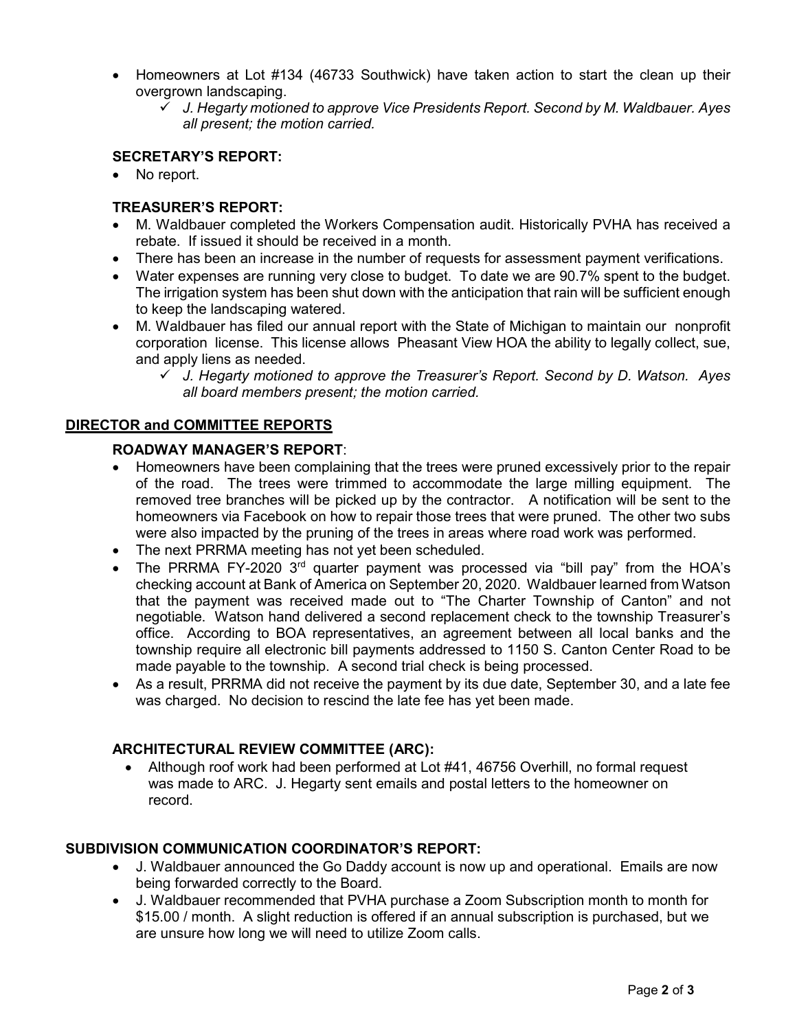- Homeowners at Lot #134 (46733 Southwick) have taken action to start the clean up their overgrown landscaping.
  - ✓ *J. Hegarty motioned to approve Vice Presidents Report. Second by M. Waldbauer. Ayes all present; the motion carried.*

### SECRETARY'S REPORT:

- No report.

### TREASURER'S REPORT:

- M. Waldbauer completed the Workers Compensation audit. Historically PVHA has received a rebate. If issued it should be received in a month.
- There has been an increase in the number of requests for assessment payment verifications.
- Water expenses are running very close to budget. To date we are 90.7% spent to the budget. The irrigation system has been shut down with the anticipation that rain will be sufficient enough to keep the landscaping watered.
- M. Waldbauer has filed our annual report with the State of Michigan to maintain our nonprofit corporation license. This license allows Pheasant View HOA the ability to legally collect, sue, and apply liens as needed.
  - ✓ *J. Hegarty motioned to approve the Treasurer's Report. Second by D. Watson. Ayes all board members present; the motion carried.*

## <u>DIRECTOR and COMMITTEE REPORTS</u>

### ROADWAY MANAGER'S REPORT:

- Homeowners have been complaining that the trees were pruned excessively prior to the repair of the road. The trees were trimmed to accommodate the large milling equipment. The removed tree branches will be picked up by the contractor. A notification will be sent to the homeowners via Facebook on how to repair those trees that were pruned. The other two subs were also impacted by the pruning of the trees in areas where road work was performed.
- The next PRRMA meeting has not yet been scheduled.
- The PRRMA FY-2020 3rd quarter payment was processed via "bill pay" from the HOA's checking account at Bank of America on September 20, 2020. Waldbauer learned from Watson that the payment was received made out to "The Charter Township of Canton" and not negotiable. Watson hand delivered a second replacement check to the township Treasurer's office. According to BOA representatives, an agreement between all local banks and the township require all electronic bill payments addressed to 1150 S. Canton Center Road to be made payable to the township. A second trial check is being processed.
- As a result, PRRMA did not receive the payment by its due date, September 30, and a late fee was charged. No decision to rescind the late fee has yet been made.

### ARCHITECTURAL REVIEW COMMITTEE (ARC):

- Although roof work had been performed at Lot #41, 46756 Overhill, no formal request was made to ARC. J. Hegarty sent emails and postal letters to the homeowner on record.

### SUBDIVISION COMMUNICATION COORDINATOR'S REPORT:

- J. Waldbauer announced the Go Daddy account is now up and operational. Emails are now being forwarded correctly to the Board.
- J. Waldbauer recommended that PVHA purchase a Zoom Subscription month to month for $15.00 / month. A slight reduction is offered if an annual subscription is purchased, but we are unsure how long we will need to utilize Zoom calls.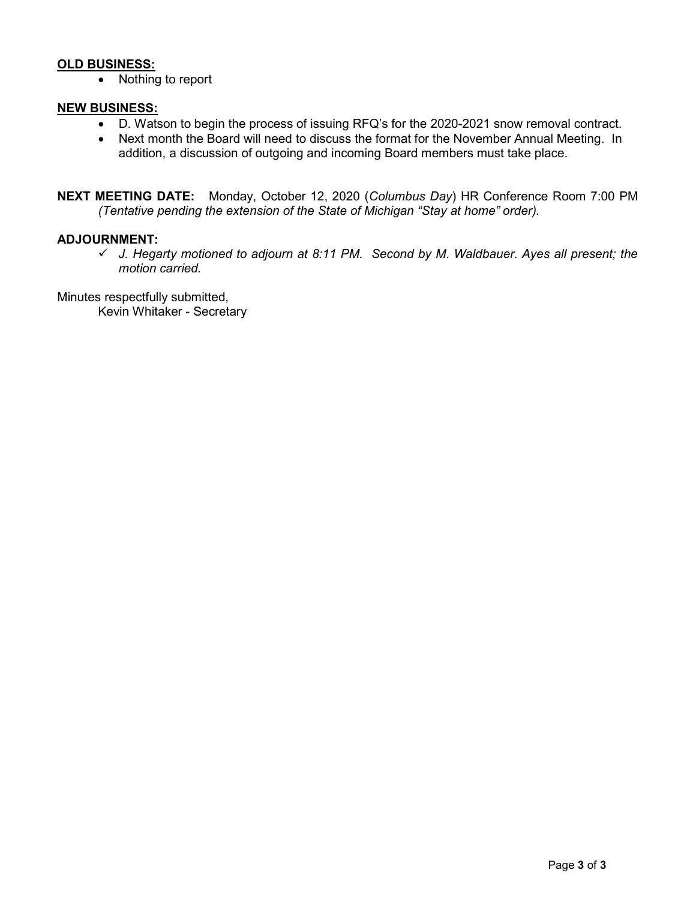**OLD BUSINESS:**

- Nothing to report

**NEW BUSINESS:**

- D. Watson to begin the process of issuing RFQ's for the 2020-2021 snow removal contract.
- Next month the Board will need to discuss the format for the November Annual Meeting. In addition, a discussion of outgoing and incoming Board members must take place.

**NEXT MEETING DATE:** Monday, October 12, 2020 (*Columbus Day*) HR Conference Room 7:00 PM *(Tentative pending the extension of the State of Michigan "Stay at home" order).*

**ADJOURNMENT:**

- ✓ *J. Hegarty motioned to adjourn at 8:11 PM. Second by M. Waldbauer. Ayes all present; the motion carried.*

Minutes respectfully submitted,
Kevin Whitaker - Secretary